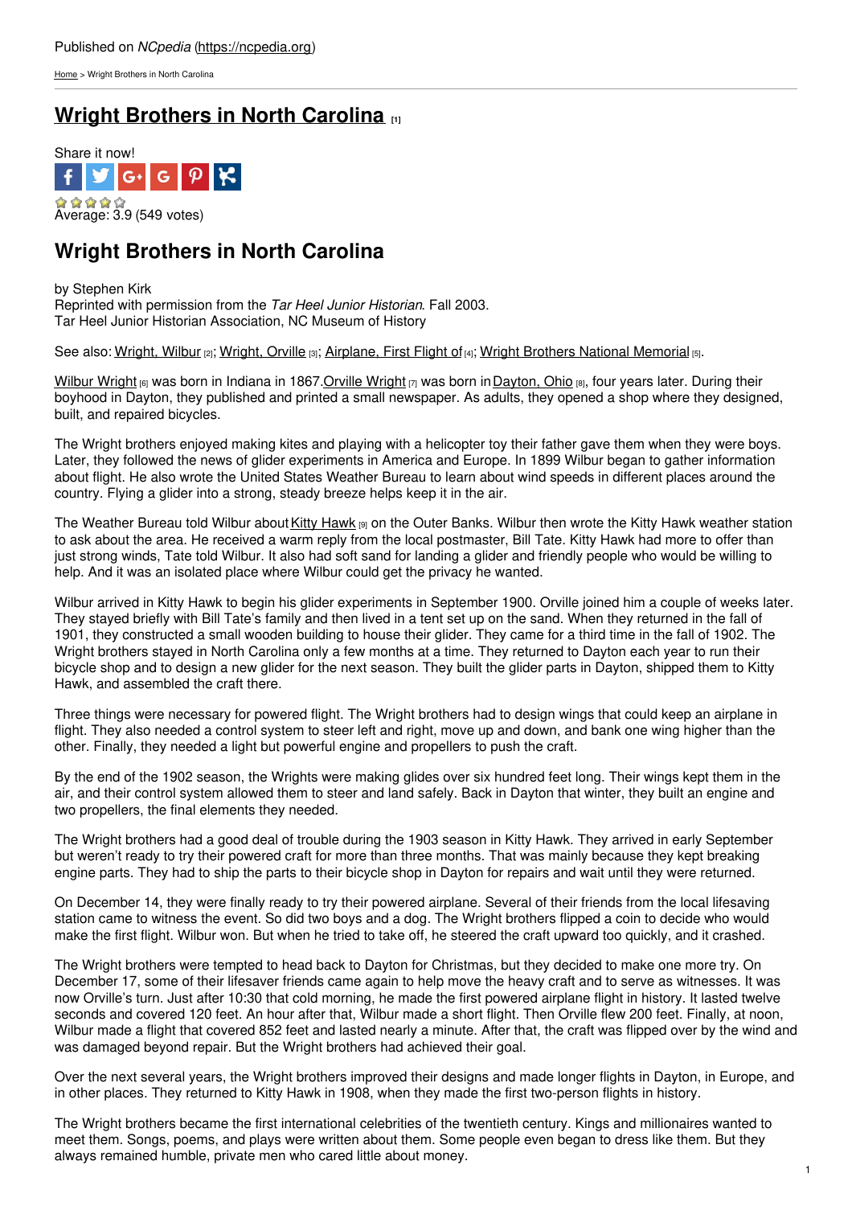Published on *NCpedia* (https://ncpedia.org)

Home > Wright Brothers in North Carolina

# Wright Brothers in North Carolina [1]

Share it now!

Average: 3.9 (549 votes)

## Wright Brothers in North Carolina

by Stephen Kirk
Reprinted with permission from the *Tar Heel Junior Historian*. Fall 2003.
Tar Heel Junior Historian Association, NC Museum of History

See also: Wright, Wilbur [2]; Wright, Orville [3]; Airplane, First Flight of [4]; Wright Brothers National Memorial [5].

Wilbur Wright [6] was born in Indiana in 1867. Orville Wright [7] was born in Dayton, Ohio [8], four years later. During their boyhood in Dayton, they published and printed a small newspaper. As adults, they opened a shop where they designed, built, and repaired bicycles.

The Wright brothers enjoyed making kites and playing with a helicopter toy their father gave them when they were boys. Later, they followed the news of glider experiments in America and Europe. In 1899 Wilbur began to gather information about flight. He also wrote the United States Weather Bureau to learn about wind speeds in different places around the country. Flying a glider into a strong, steady breeze helps keep it in the air.

The Weather Bureau told Wilbur about Kitty Hawk [9] on the Outer Banks. Wilbur then wrote the Kitty Hawk weather station to ask about the area. He received a warm reply from the local postmaster, Bill Tate. Kitty Hawk had more to offer than just strong winds, Tate told Wilbur. It also had soft sand for landing a glider and friendly people who would be willing to help. And it was an isolated place where Wilbur could get the privacy he wanted.

Wilbur arrived in Kitty Hawk to begin his glider experiments in September 1900. Orville joined him a couple of weeks later. They stayed briefly with Bill Tate's family and then lived in a tent set up on the sand. When they returned in the fall of 1901, they constructed a small wooden building to house their glider. They came for a third time in the fall of 1902. The Wright brothers stayed in North Carolina only a few months at a time. They returned to Dayton each year to run their bicycle shop and to design a new glider for the next season. They built the glider parts in Dayton, shipped them to Kitty Hawk, and assembled the craft there.

Three things were necessary for powered flight. The Wright brothers had to design wings that could keep an airplane in flight. They also needed a control system to steer left and right, move up and down, and bank one wing higher than the other. Finally, they needed a light but powerful engine and propellers to push the craft.

By the end of the 1902 season, the Wrights were making glides over six hundred feet long. Their wings kept them in the air, and their control system allowed them to steer and land safely. Back in Dayton that winter, they built an engine and two propellers, the final elements they needed.

The Wright brothers had a good deal of trouble during the 1903 season in Kitty Hawk. They arrived in early September but weren't ready to try their powered craft for more than three months. That was mainly because they kept breaking engine parts. They had to ship the parts to their bicycle shop in Dayton for repairs and wait until they were returned.

On December 14, they were finally ready to try their powered airplane. Several of their friends from the local lifesaving station came to witness the event. So did two boys and a dog. The Wright brothers flipped a coin to decide who would make the first flight. Wilbur won. But when he tried to take off, he steered the craft upward too quickly, and it crashed.

The Wright brothers were tempted to head back to Dayton for Christmas, but they decided to make one more try. On December 17, some of their lifesaver friends came again to help move the heavy craft and to serve as witnesses. It was now Orville's turn. Just after 10:30 that cold morning, he made the first powered airplane flight in history. It lasted twelve seconds and covered 120 feet. An hour after that, Wilbur made a short flight. Then Orville flew 200 feet. Finally, at noon, Wilbur made a flight that covered 852 feet and lasted nearly a minute. After that, the craft was flipped over by the wind and was damaged beyond repair. But the Wright brothers had achieved their goal.

Over the next several years, the Wright brothers improved their designs and made longer flights in Dayton, in Europe, and in other places. They returned to Kitty Hawk in 1908, when they made the first two-person flights in history.

The Wright brothers became the first international celebrities of the twentieth century. Kings and millionaires wanted to meet them. Songs, poems, and plays were written about them. Some people even began to dress like them. But they always remained humble, private men who cared little about money.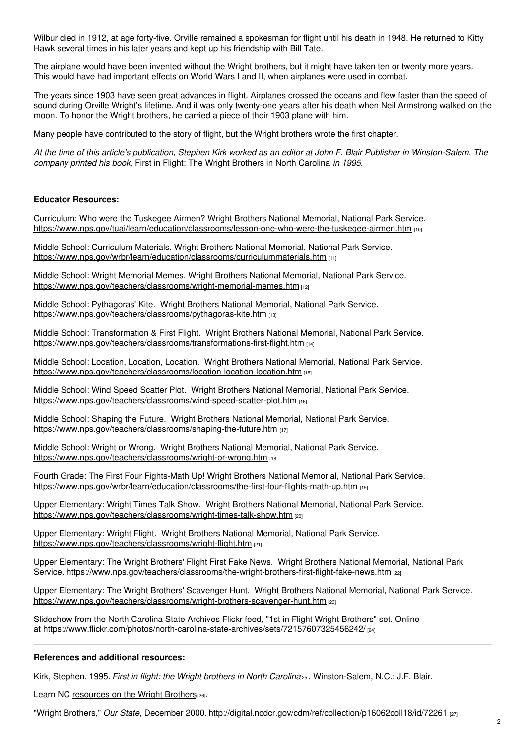Wilbur died in 1912, at age forty-five. Orville remained a spokesman for flight until his death in 1948. He returned to Kitty Hawk several times in his later years and kept up his friendship with Bill Tate.

The airplane would have been invented without the Wright brothers, but it might have taken ten or twenty more years. This would have had important effects on World Wars I and II, when airplanes were used in combat.

The years since 1903 have seen great advances in flight. Airplanes crossed the oceans and flew faster than the speed of sound during Orville Wright's lifetime. And it was only twenty-one years after his death when Neil Armstrong walked on the moon. To honor the Wright brothers, he carried a piece of their 1903 plane with him.

Many people have contributed to the story of flight, but the Wright brothers wrote the first chapter.

*At the time of this article's publication, Stephen Kirk worked as an editor at John F. Blair Publisher in Winston-Salem. The company printed his book,* First in Flight: The Wright Brothers in North Carolina, *in 1995.*

**Educator Resources:**

Curriculum: Who were the Tuskegee Airmen? Wright Brothers National Memorial, National Park Service. https://www.nps.gov/tuai/learn/education/classrooms/lesson-one-who-were-the-tuskegee-airmen.htm [10]

Middle School: Curriculum Materials. Wright Brothers National Memorial, National Park Service. https://www.nps.gov/wrbr/learn/education/classrooms/curriculummaterials.htm [11]

Middle School: Wright Memorial Memes. Wright Brothers National Memorial, National Park Service. https://www.nps.gov/teachers/classrooms/wright-memorial-memes.htm [12]

Middle School: Pythagoras' Kite. Wright Brothers National Memorial, National Park Service. https://www.nps.gov/teachers/classrooms/pythagoras-kite.htm [13]

Middle School: Transformation & First Flight. Wright Brothers National Memorial, National Park Service. https://www.nps.gov/teachers/classrooms/transformations-first-flight.htm [14]

Middle School: Location, Location, Location. Wright Brothers National Memorial, National Park Service. https://www.nps.gov/teachers/classrooms/location-location-location.htm [15]

Middle School: Wind Speed Scatter Plot. Wright Brothers National Memorial, National Park Service. https://www.nps.gov/teachers/classrooms/wind-speed-scatter-plot.htm [16]

Middle School: Shaping the Future. Wright Brothers National Memorial, National Park Service. https://www.nps.gov/teachers/classrooms/shaping-the-future.htm [17]

Middle School: Wright or Wrong. Wright Brothers National Memorial, National Park Service. https://www.nps.gov/teachers/classrooms/wright-or-wrong.htm [18]

Fourth Grade: The First Four Fights-Math Up! Wright Brothers National Memorial, National Park Service. https://www.nps.gov/wrbr/learn/education/classrooms/the-first-four-flights-math-up.htm [19]

Upper Elementary: Wright Times Talk Show. Wright Brothers National Memorial, National Park Service. https://www.nps.gov/teachers/classrooms/wright-times-talk-show.htm [20]

Upper Elementary: Wright Flight. Wright Brothers National Memorial, National Park Service. https://www.nps.gov/teachers/classrooms/wright-flight.htm [21]

Upper Elementary: The Wright Brothers' Flight First Fake News. Wright Brothers National Memorial, National Park Service. https://www.nps.gov/teachers/classrooms/the-wright-brothers-first-flight-fake-news.htm [22]

Upper Elementary: The Wright Brothers' Scavenger Hunt. Wright Brothers National Memorial, National Park Service. https://www.nps.gov/teachers/classrooms/wright-brothers-scavenger-hunt.htm [23]

Slideshow from the North Carolina State Archives Flickr feed, "1st in Flight Wright Brothers" set. Online at https://www.flickr.com/photos/north-carolina-state-archives/sets/72157607325456242/ [24]

---

**References and additional resources:**

Kirk, Stephen. 1995. *First in flight: the Wright brothers in North Carolina*[25]. Winston-Salem, N.C.: J.F. Blair.

Learn NC resources on the Wright Brothers[26].

"Wright Brothers," *Our State,* December 2000. http://digital.ncdcr.gov/cdm/ref/collection/p16062coll18/id/72261 [27]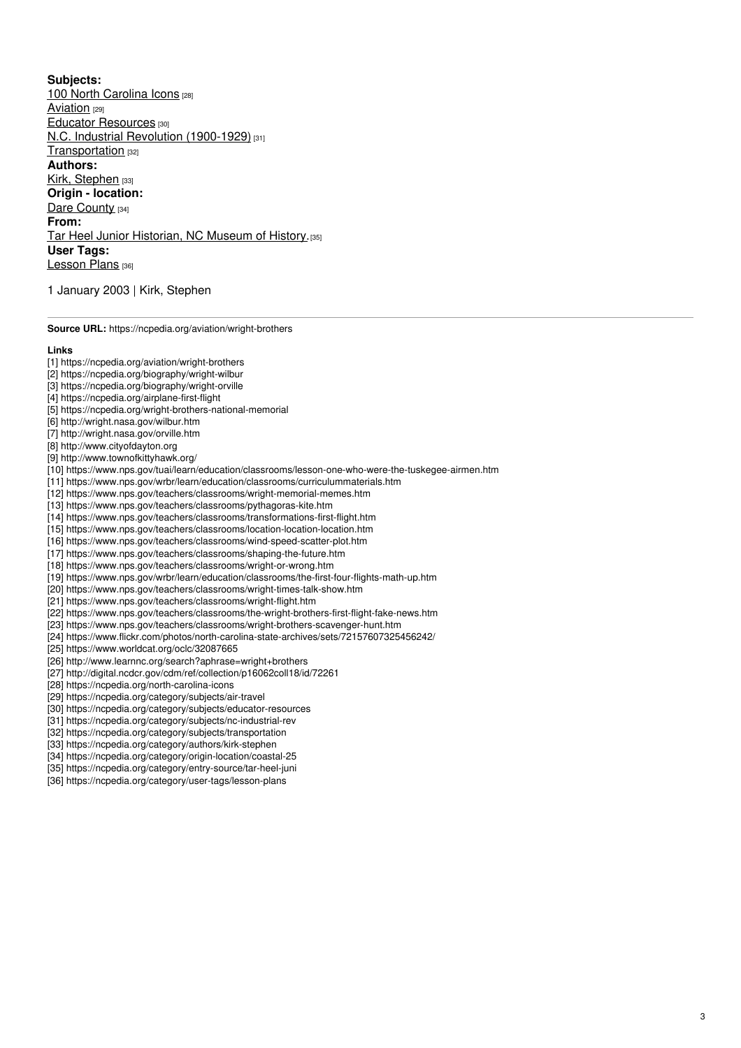**Subjects:**
100 North Carolina Icons [28]
Aviation [29]
Educator Resources [30]
N.C. Industrial Revolution (1900-1929) [31]
Transportation [32]
**Authors:**
Kirk, Stephen [33]
**Origin - location:**
Dare County [34]
**From:**
Tar Heel Junior Historian, NC Museum of History. [35]
**User Tags:**
Lesson Plans [36]

1 January 2003 | Kirk, Stephen

---

**Source URL:** https://ncpedia.org/aviation/wright-brothers

**Links**

[1] https://ncpedia.org/aviation/wright-brothers
[2] https://ncpedia.org/biography/wright-wilbur
[3] https://ncpedia.org/biography/wright-orville
[4] https://ncpedia.org/airplane-first-flight
[5] https://ncpedia.org/wright-brothers-national-memorial
[6] http://wright.nasa.gov/wilbur.htm
[7] http://wright.nasa.gov/orville.htm
[8] http://www.cityofdayton.org
[9] http://www.townofkittyhawk.org/
[10] https://www.nps.gov/tuai/learn/education/classrooms/lesson-one-who-were-the-tuskegee-airmen.htm
[11] https://www.nps.gov/wrbr/learn/education/classrooms/curriculummaterials.htm
[12] https://www.nps.gov/teachers/classrooms/wright-memorial-memes.htm
[13] https://www.nps.gov/teachers/classrooms/pythagoras-kite.htm
[14] https://www.nps.gov/teachers/classrooms/transformations-first-flight.htm
[15] https://www.nps.gov/teachers/classrooms/location-location-location.htm
[16] https://www.nps.gov/teachers/classrooms/wind-speed-scatter-plot.htm
[17] https://www.nps.gov/teachers/classrooms/shaping-the-future.htm
[18] https://www.nps.gov/teachers/classrooms/wright-or-wrong.htm
[19] https://www.nps.gov/wrbr/learn/education/classrooms/the-first-four-flights-math-up.htm
[20] https://www.nps.gov/teachers/classrooms/wright-times-talk-show.htm
[21] https://www.nps.gov/teachers/classrooms/wright-flight.htm
[22] https://www.nps.gov/teachers/classrooms/the-wright-brothers-first-flight-fake-news.htm
[23] https://www.nps.gov/teachers/classrooms/wright-brothers-scavenger-hunt.htm
[24] https://www.flickr.com/photos/north-carolina-state-archives/sets/72157607325456242/
[25] https://www.worldcat.org/oclc/32087665
[26] http://www.learnnc.org/search?aphrase=wright+brothers
[27] http://digital.ncdcr.gov/cdm/ref/collection/p16062coll18/id/72261
[28] https://ncpedia.org/north-carolina-icons
[29] https://ncpedia.org/category/subjects/air-travel
[30] https://ncpedia.org/category/subjects/educator-resources
[31] https://ncpedia.org/category/subjects/nc-industrial-rev
[32] https://ncpedia.org/category/subjects/transportation
[33] https://ncpedia.org/category/authors/kirk-stephen
[34] https://ncpedia.org/category/origin-location/coastal-25
[35] https://ncpedia.org/category/entry-source/tar-heel-juni
[36] https://ncpedia.org/category/user-tags/lesson-plans